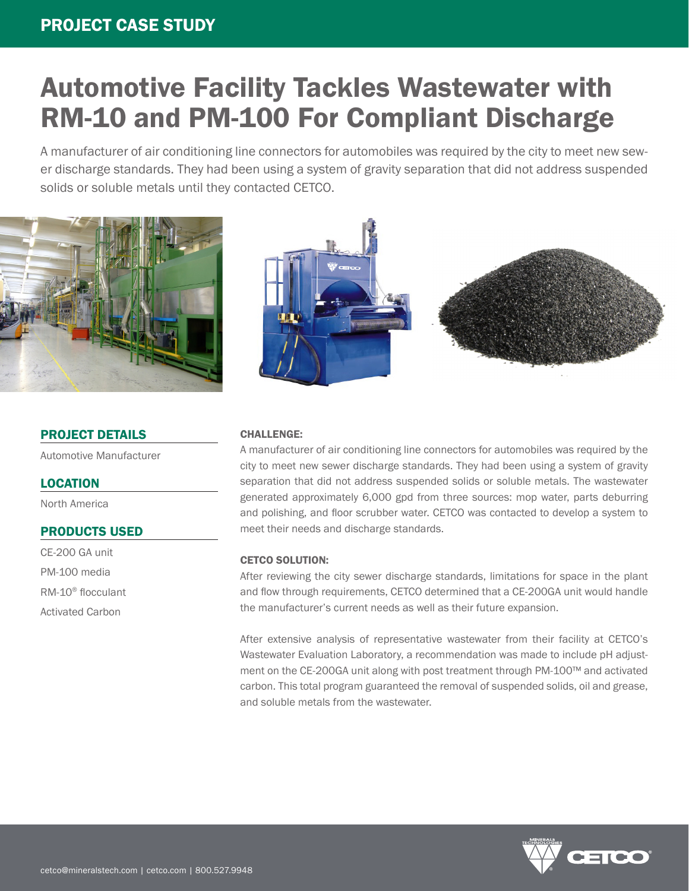PROJECT CASE STUDY

# Automotive Facility Tackles Wastewater with RM-10 and PM-100 For Compliant Discharge

A manufacturer of air conditioning line connectors for automobiles was required by the city to meet new sewer discharge standards. They had been using a system of gravity separation that did not address suspended solids or soluble metals until they contacted CETCO.

## PROJECT DETAILS

Automotive Manufacturer

## LOCATION

North America

## PRODUCTS USED

CE-200 GA unit

PM-100 media

RM-10® flocculant

Activated Carbon

### CHALLENGE:

A manufacturer of air conditioning line connectors for automobiles was required by the city to meet new sewer discharge standards. They had been using a system of gravity separation that did not address suspended solids or soluble metals. The wastewater generated approximately 6,000 gpd from three sources: mop water, parts deburring and polishing, and floor scrubber water. CETCO was contacted to develop a system to meet their needs and discharge standards.

### CETCO SOLUTION:

After reviewing the city sewer discharge standards, limitations for space in the plant and flow through requirements, CETCO determined that a CE-200GA unit would handle the manufacturer's current needs as well as their future expansion.

After extensive analysis of representative wastewater from their facility at CETCO's Wastewater Evaluation Laboratory, a recommendation was made to include pH adjustment on the CE-200GA unit along with post treatment through PM-100™ and activated carbon. This total program guaranteed the removal of suspended solids, oil and grease, and soluble metals from the wastewater.

cetco@mineralstech.com | cetco.com | 800.527.9948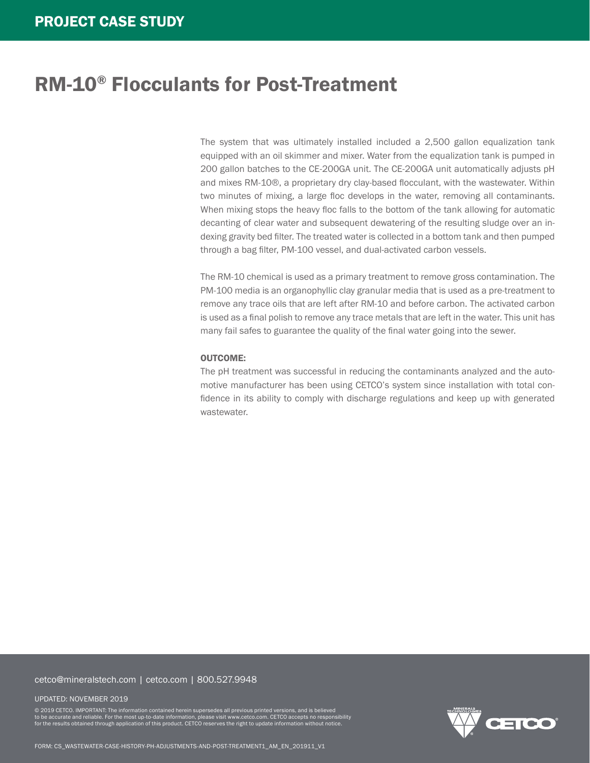# RM-10® Flocculants for Post-Treatment

The system that was ultimately installed included a 2,500 gallon equalization tank equipped with an oil skimmer and mixer. Water from the equalization tank is pumped in 200 gallon batches to the CE-200GA unit. The CE-200GA unit automatically adjusts pH and mixes RM-10®, a proprietary dry clay-based flocculant, with the wastewater. Within two minutes of mixing, a large floc develops in the water, removing all contaminants. When mixing stops the heavy floc falls to the bottom of the tank allowing for automatic decanting of clear water and subsequent dewatering of the resulting sludge over an indexing gravity bed filter. The treated water is collected in a bottom tank and then pumped through a bag filter, PM-100 vessel, and dual-activated carbon vessels.

The RM-10 chemical is used as a primary treatment to remove gross contamination. The PM-100 media is an organophyllic clay granular media that is used as a pre-treatment to remove any trace oils that are left after RM-10 and before carbon. The activated carbon is used as a final polish to remove any trace metals that are left in the water. This unit has many fail safes to guarantee the quality of the final water going into the sewer.

**OUTCOME:**

The pH treatment was successful in reducing the contaminants analyzed and the automotive manufacturer has been using CETCO's system since installation with total confidence in its ability to comply with discharge regulations and keep up with generated wastewater.

cetco@mineralstech.com | cetco.com | 800.527.9948

UPDATED: NOVEMBER 2019

© 2019 CETCO. IMPORTANT: The information contained herein supersedes all previous printed versions, and is believed to be accurate and reliable. For the most up-to-date information, please visit www.cetco.com. CETCO accepts no responsibility for the results obtained through application of this product. CETCO reserves the right to update information without notice.

FORM: CS_WASTEWATER-CASE-HISTORY-PH-ADJUSTMENTS-AND-POST-TREATMENT1_AM_EN_201911_V1